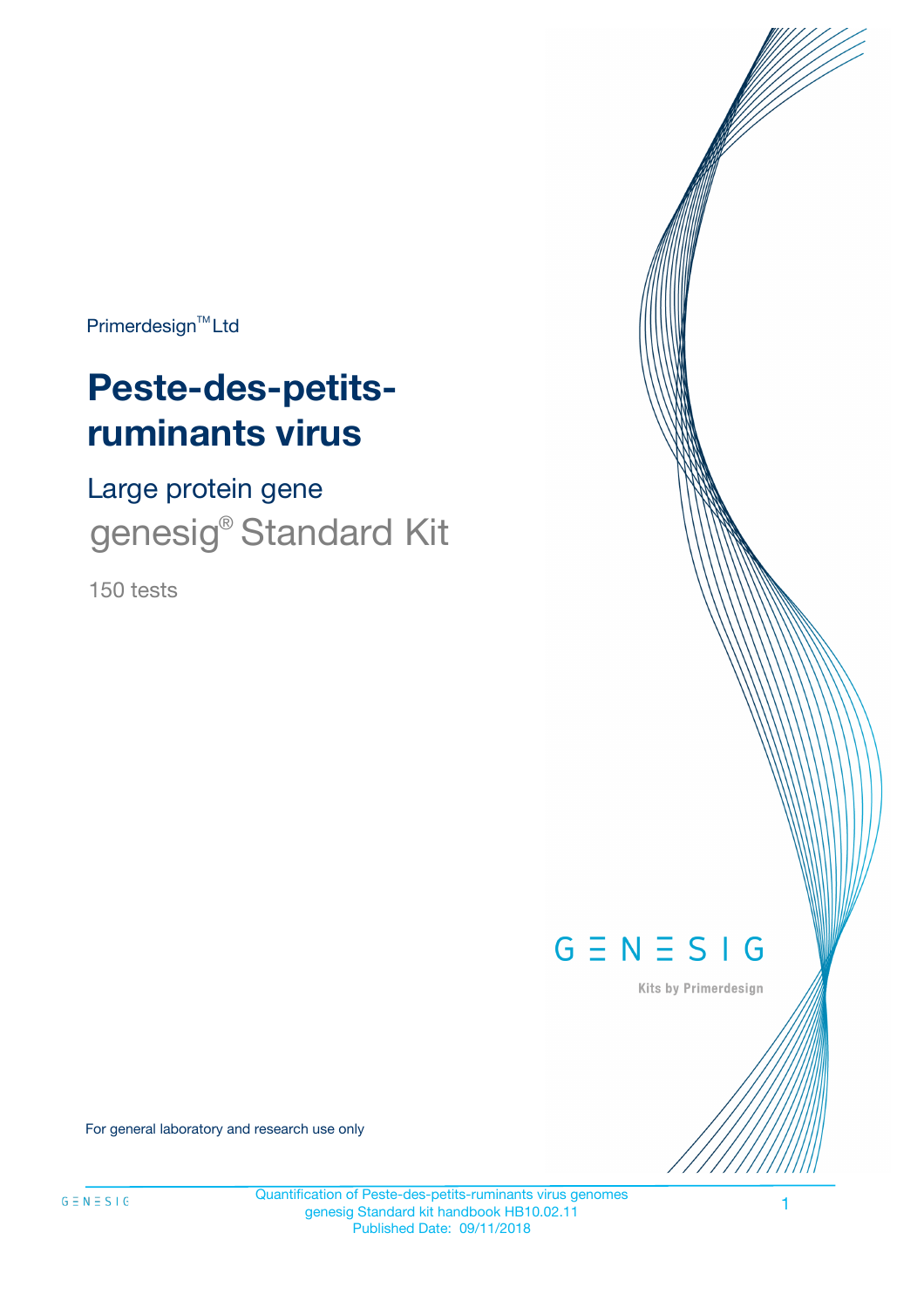Primerdesign™ Ltd

# Peste-des-petits-ruminants virus

## Large protein gene

## genesig® Standard Kit

150 tests

GENESIG

Kits by Primerdesign

For general laboratory and research use only

Quantification of Peste-des-petits-ruminants virus genomes
genesig Standard kit handbook HB10.02.11
Published Date: 09/11/2018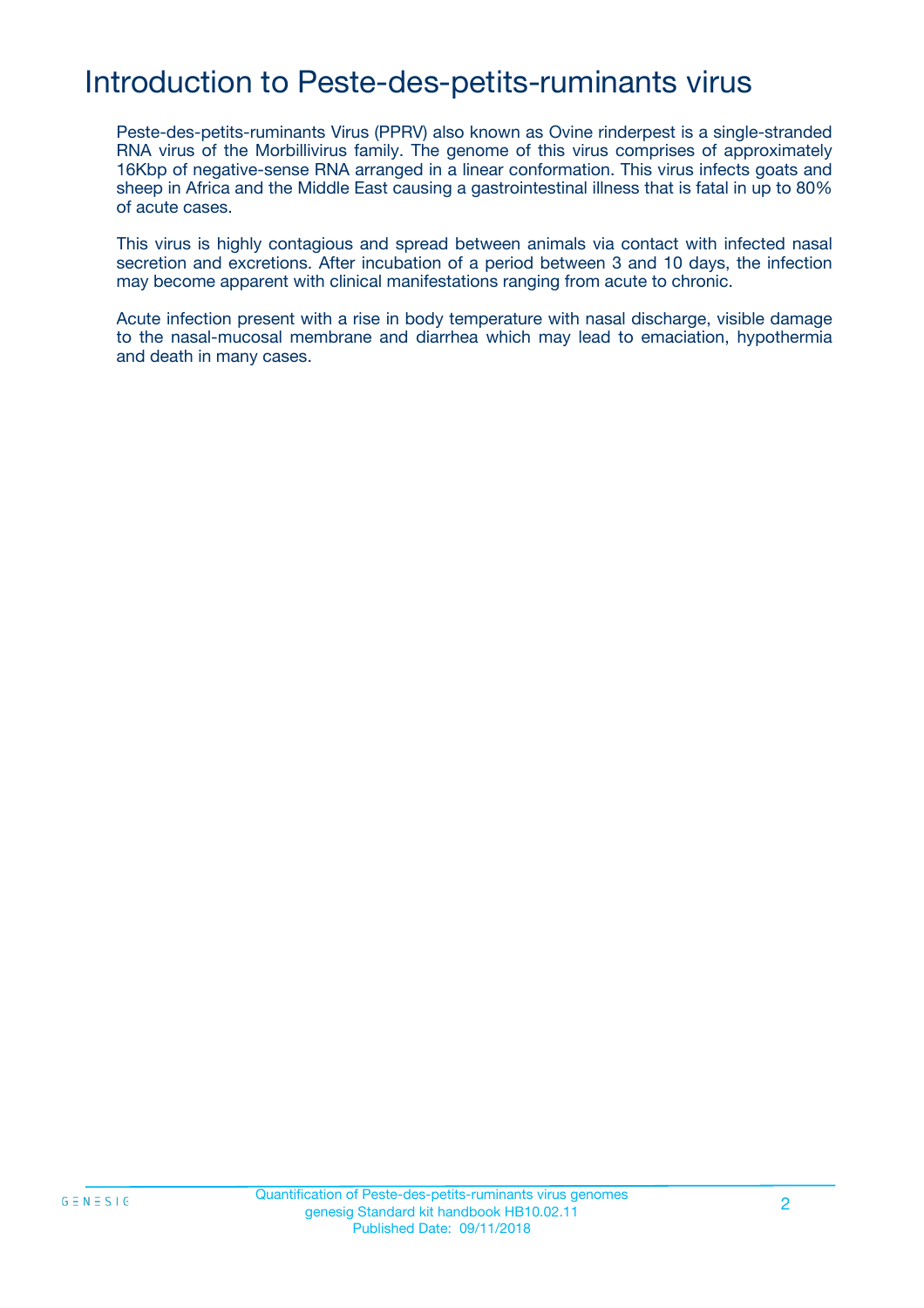# Introduction to Peste-des-petits-ruminants virus

Peste-des-petits-ruminants Virus (PPRV) also known as Ovine rinderpest is a single-stranded RNA virus of the Morbillivirus family. The genome of this virus comprises of approximately 16Kbp of negative-sense RNA arranged in a linear conformation. This virus infects goats and sheep in Africa and the Middle East causing a gastrointestinal illness that is fatal in up to 80% of acute cases.

This virus is highly contagious and spread between animals via contact with infected nasal secretion and excretions. After incubation of a period between 3 and 10 days, the infection may become apparent with clinical manifestations ranging from acute to chronic.

Acute infection present with a rise in body temperature with nasal discharge, visible damage to the nasal-mucosal membrane and diarrhea which may lead to emaciation, hypothermia and death in many cases.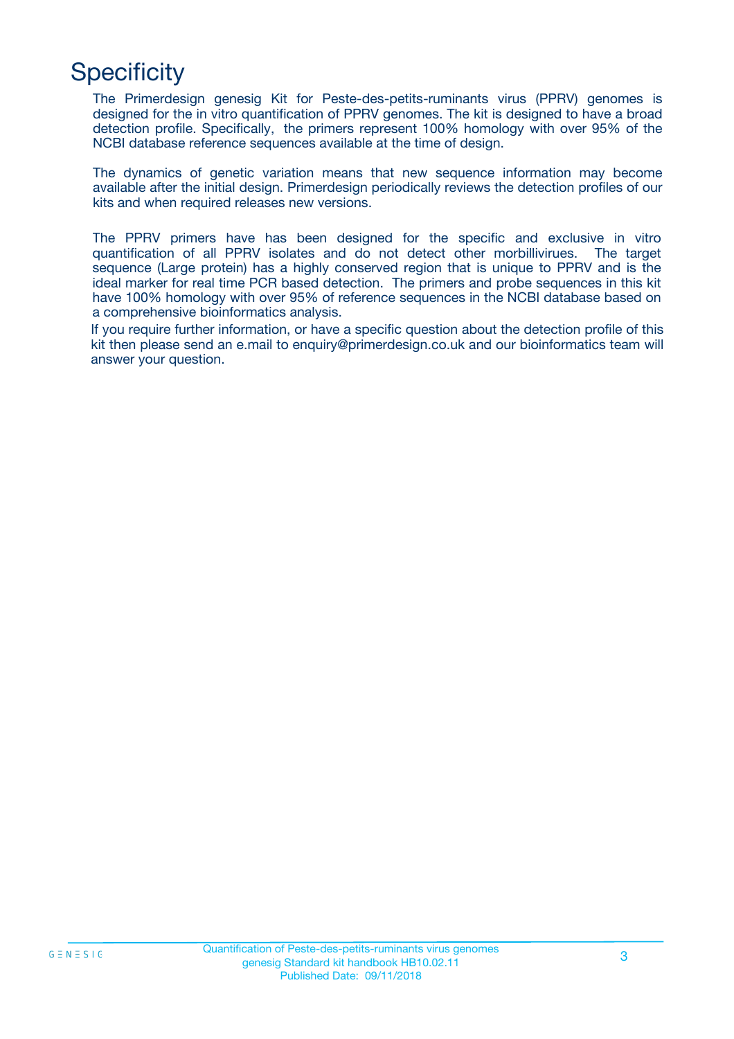# Specificity

The Primerdesign genesig Kit for Peste-des-petits-ruminants virus (PPRV) genomes is designed for the in vitro quantification of PPRV genomes. The kit is designed to have a broad detection profile. Specifically, the primers represent 100% homology with over 95% of the NCBI database reference sequences available at the time of design.

The dynamics of genetic variation means that new sequence information may become available after the initial design. Primerdesign periodically reviews the detection profiles of our kits and when required releases new versions.

The PPRV primers have has been designed for the specific and exclusive in vitro quantification of all PPRV isolates and do not detect other morbillivirues. The target sequence (Large protein) has a highly conserved region that is unique to PPRV and is the ideal marker for real time PCR based detection. The primers and probe sequences in this kit have 100% homology with over 95% of reference sequences in the NCBI database based on a comprehensive bioinformatics analysis.

If you require further information, or have a specific question about the detection profile of this kit then please send an e.mail to enquiry@primerdesign.co.uk and our bioinformatics team will answer your question.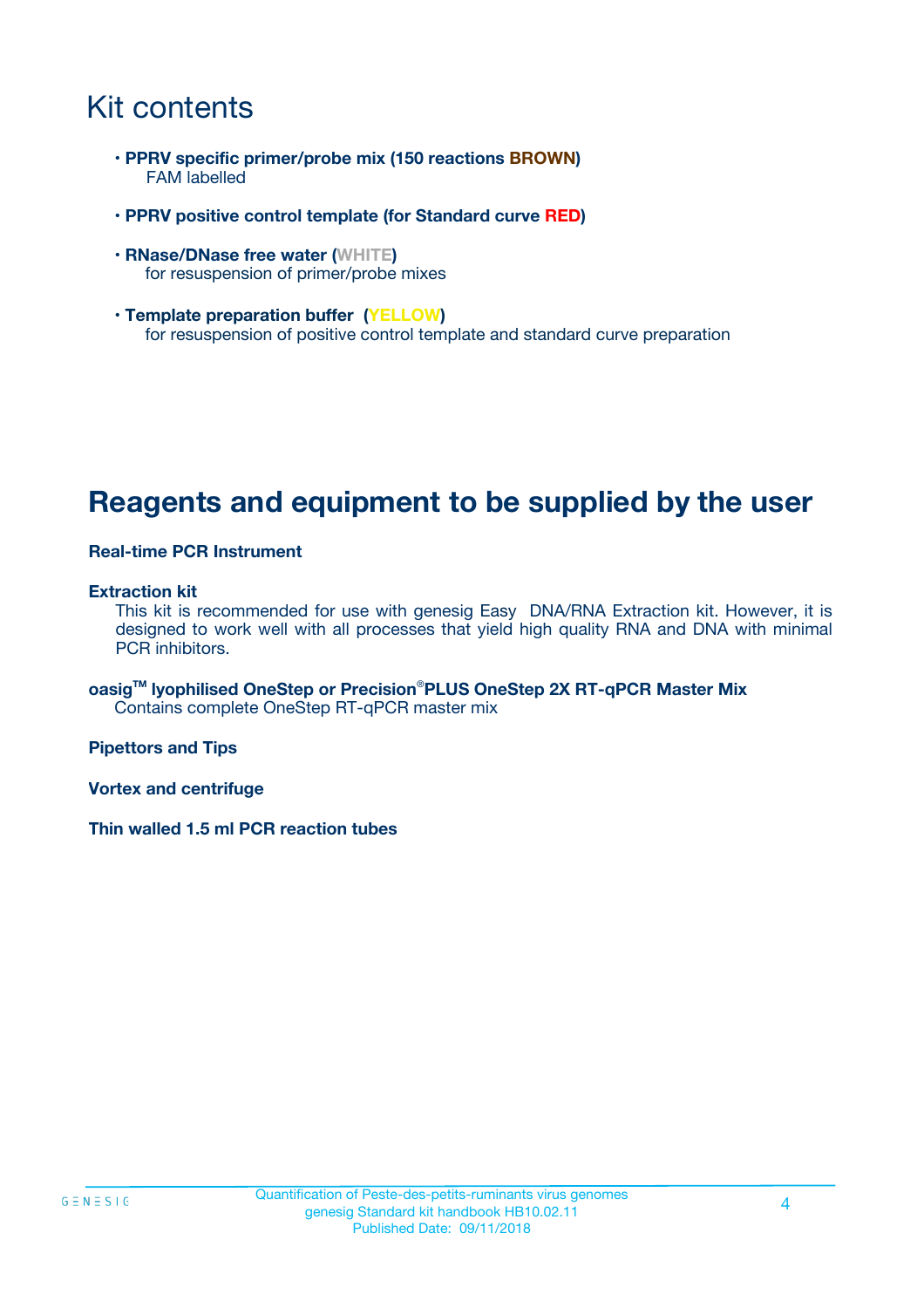# Kit contents

- **PPRV specific primer/probe mix (150 reactions BROWN)**
  FAM labelled

- **PPRV positive control template (for Standard curve RED)**

- **RNase/DNase free water (WHITE)**
  for resuspension of primer/probe mixes

- **Template preparation buffer (YELLOW)**
  for resuspension of positive control template and standard curve preparation

# Reagents and equipment to be supplied by the user

**Real-time PCR Instrument**

**Extraction kit**
This kit is recommended for use with genesig Easy DNA/RNA Extraction kit. However, it is designed to work well with all processes that yield high quality RNA and DNA with minimal PCR inhibitors.

**oasig™ lyophilised OneStep or Precision®PLUS OneStep 2X RT-qPCR Master Mix**
Contains complete OneStep RT-qPCR master mix

**Pipettors and Tips**

**Vortex and centrifuge**

**Thin walled 1.5 ml PCR reaction tubes**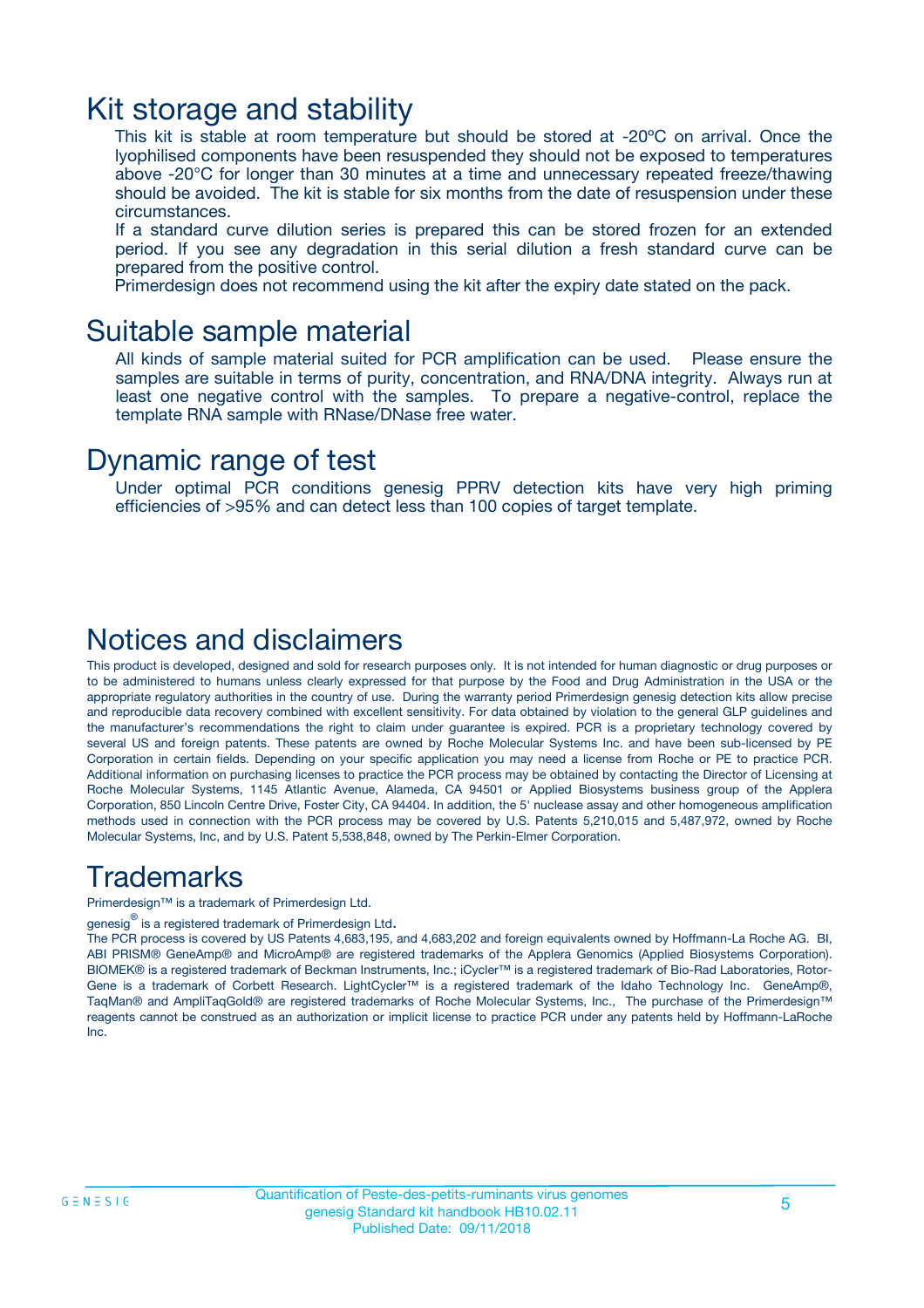# Kit storage and stability

This kit is stable at room temperature but should be stored at -20ºC on arrival. Once the lyophilised components have been resuspended they should not be exposed to temperatures above -20°C for longer than 30 minutes at a time and unnecessary repeated freeze/thawing should be avoided. The kit is stable for six months from the date of resuspension under these circumstances.

If a standard curve dilution series is prepared this can be stored frozen for an extended period. If you see any degradation in this serial dilution a fresh standard curve can be prepared from the positive control.

Primerdesign does not recommend using the kit after the expiry date stated on the pack.

# Suitable sample material

All kinds of sample material suited for PCR amplification can be used. Please ensure the samples are suitable in terms of purity, concentration, and RNA/DNA integrity. Always run at least one negative control with the samples. To prepare a negative-control, replace the template RNA sample with RNase/DNase free water.

# Dynamic range of test

Under optimal PCR conditions genesig PPRV detection kits have very high priming efficiencies of >95% and can detect less than 100 copies of target template.

# Notices and disclaimers

This product is developed, designed and sold for research purposes only. It is not intended for human diagnostic or drug purposes or to be administered to humans unless clearly expressed for that purpose by the Food and Drug Administration in the USA or the appropriate regulatory authorities in the country of use. During the warranty period Primerdesign genesig detection kits allow precise and reproducible data recovery combined with excellent sensitivity. For data obtained by violation to the general GLP guidelines and the manufacturer's recommendations the right to claim under guarantee is expired. PCR is a proprietary technology covered by several US and foreign patents. These patents are owned by Roche Molecular Systems Inc. and have been sub-licensed by PE Corporation in certain fields. Depending on your specific application you may need a license from Roche or PE to practice PCR. Additional information on purchasing licenses to practice the PCR process may be obtained by contacting the Director of Licensing at Roche Molecular Systems, 1145 Atlantic Avenue, Alameda, CA 94501 or Applied Biosystems business group of the Applera Corporation, 850 Lincoln Centre Drive, Foster City, CA 94404. In addition, the 5' nuclease assay and other homogeneous amplification methods used in connection with the PCR process may be covered by U.S. Patents 5,210,015 and 5,487,972, owned by Roche Molecular Systems, Inc, and by U.S. Patent 5,538,848, owned by The Perkin-Elmer Corporation.

# Trademarks

Primerdesign™ is a trademark of Primerdesign Ltd.

genesig® is a registered trademark of Primerdesign Ltd.

The PCR process is covered by US Patents 4,683,195, and 4,683,202 and foreign equivalents owned by Hoffmann-La Roche AG. BI, ABI PRISM® GeneAmp® and MicroAmp® are registered trademarks of the Applera Genomics (Applied Biosystems Corporation). BIOMEK® is a registered trademark of Beckman Instruments, Inc.; iCycler™ is a registered trademark of Bio-Rad Laboratories, Rotor-Gene is a trademark of Corbett Research. LightCycler™ is a registered trademark of the Idaho Technology Inc. GeneAmp®, TaqMan® and AmpliTaqGold® are registered trademarks of Roche Molecular Systems, Inc., The purchase of the Primerdesign™ reagents cannot be construed as an authorization or implicit license to practice PCR under any patents held by Hoffmann-LaRoche Inc.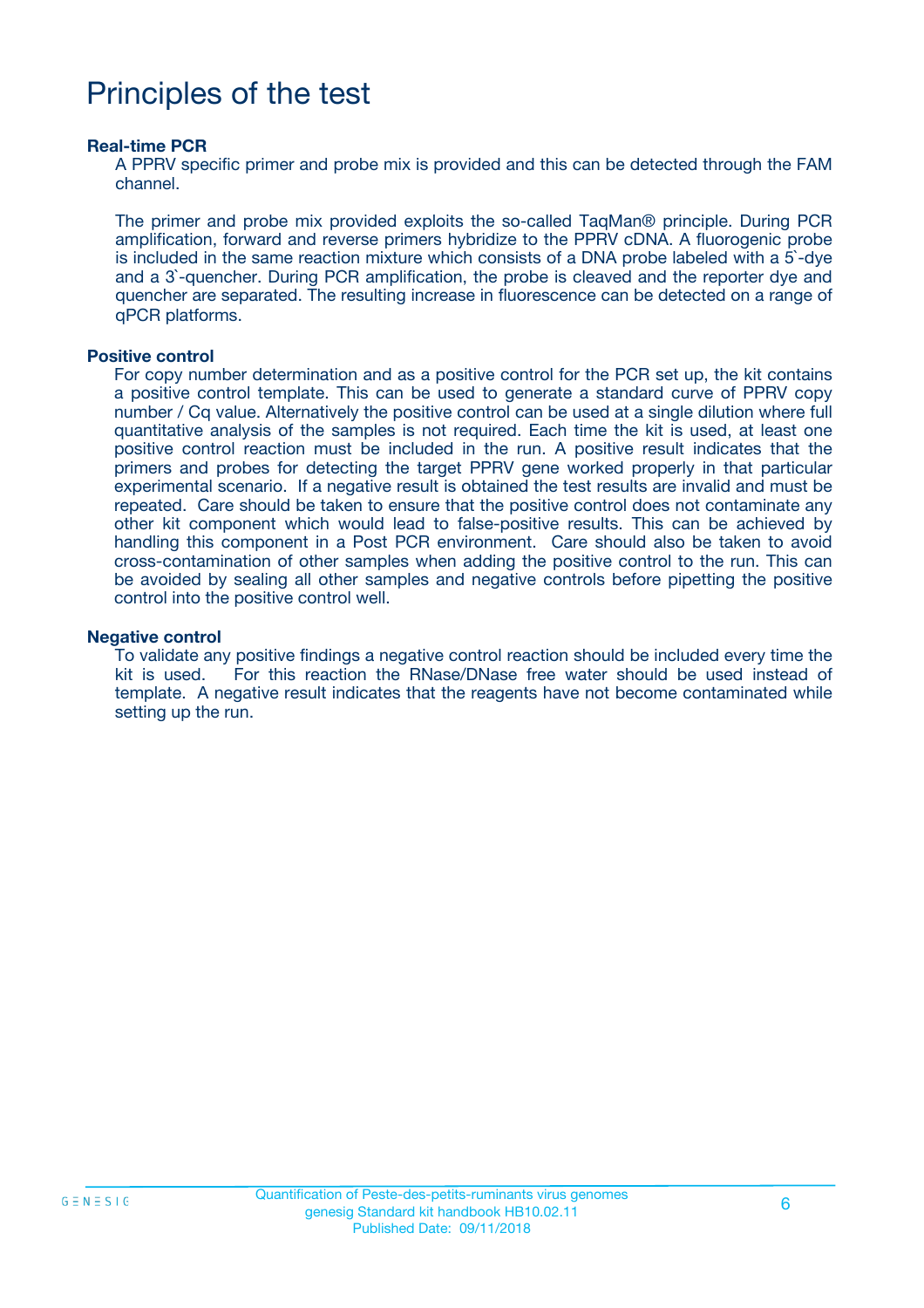# Principles of the test

### Real-time PCR

A PPRV specific primer and probe mix is provided and this can be detected through the FAM channel.

The primer and probe mix provided exploits the so-called TaqMan® principle. During PCR amplification, forward and reverse primers hybridize to the PPRV cDNA. A fluorogenic probe is included in the same reaction mixture which consists of a DNA probe labeled with a 5`-dye and a 3`-quencher. During PCR amplification, the probe is cleaved and the reporter dye and quencher are separated. The resulting increase in fluorescence can be detected on a range of qPCR platforms.

### Positive control

For copy number determination and as a positive control for the PCR set up, the kit contains a positive control template. This can be used to generate a standard curve of PPRV copy number / Cq value. Alternatively the positive control can be used at a single dilution where full quantitative analysis of the samples is not required. Each time the kit is used, at least one positive control reaction must be included in the run. A positive result indicates that the primers and probes for detecting the target PPRV gene worked properly in that particular experimental scenario. If a negative result is obtained the test results are invalid and must be repeated. Care should be taken to ensure that the positive control does not contaminate any other kit component which would lead to false-positive results. This can be achieved by handling this component in a Post PCR environment. Care should also be taken to avoid cross-contamination of other samples when adding the positive control to the run. This can be avoided by sealing all other samples and negative controls before pipetting the positive control into the positive control well.

### Negative control

To validate any positive findings a negative control reaction should be included every time the kit is used. For this reaction the RNase/DNase free water should be used instead of template. A negative result indicates that the reagents have not become contaminated while setting up the run.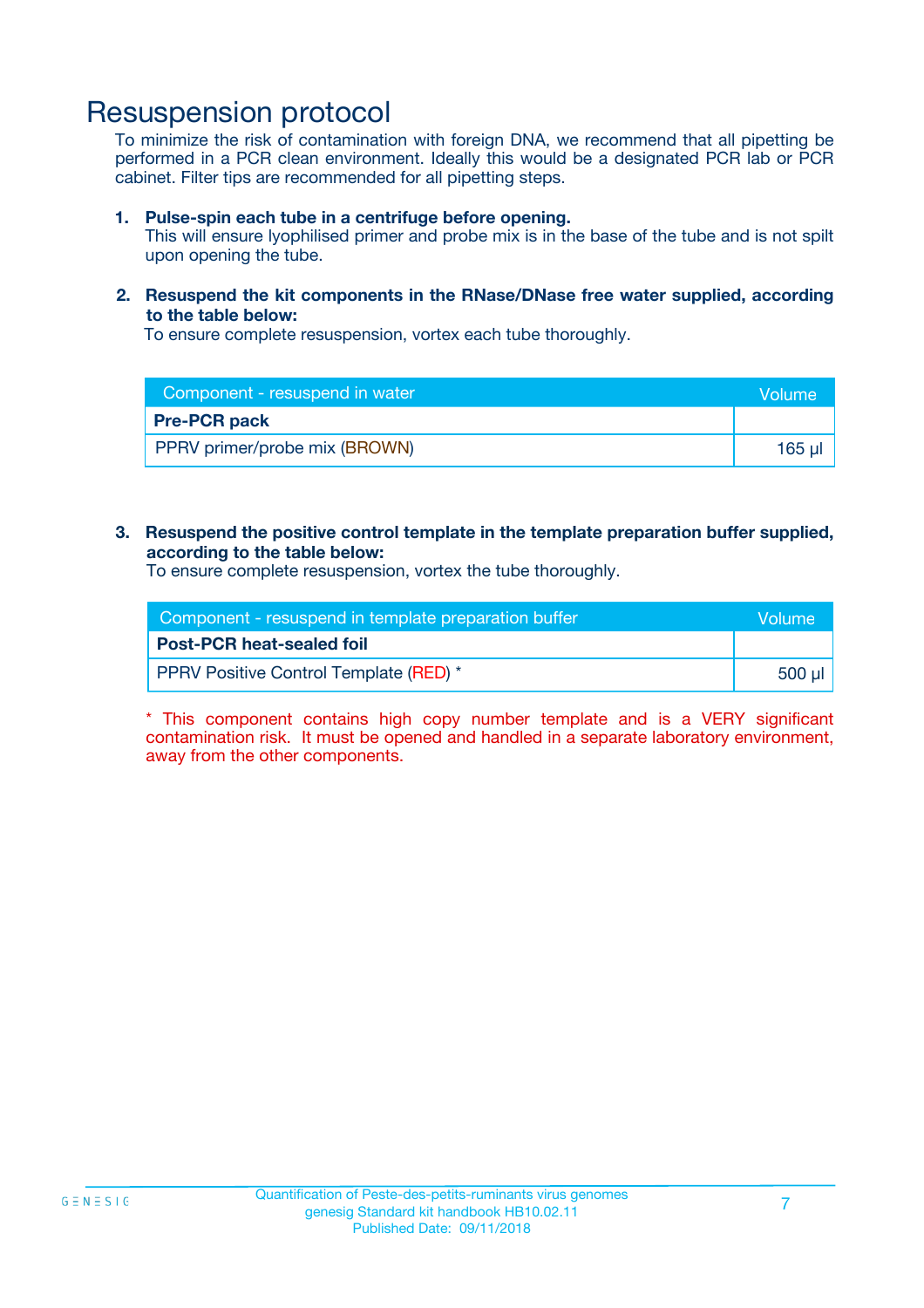# Resuspension protocol

To minimize the risk of contamination with foreign DNA, we recommend that all pipetting be performed in a PCR clean environment. Ideally this would be a designated PCR lab or PCR cabinet. Filter tips are recommended for all pipetting steps.

1. **Pulse-spin each tube in a centrifuge before opening.**
   This will ensure lyophilised primer and probe mix is in the base of the tube and is not spilt upon opening the tube.

2. **Resuspend the kit components in the RNase/DNase free water supplied, according to the table below:**
   To ensure complete resuspension, vortex each tube thoroughly.

| Component - resuspend in water | Volume |
|---|---|
| **Pre-PCR pack** | |
| PPRV primer/probe mix (BROWN) | 165 µl |

3. **Resuspend the positive control template in the template preparation buffer supplied, according to the table below:**
   To ensure complete resuspension, vortex the tube thoroughly.

| Component - resuspend in template preparation buffer | Volume |
|---|---|
| **Post-PCR heat-sealed foil** | |
| PPRV Positive Control Template (RED) * | 500 µl |

* This component contains high copy number template and is a VERY significant contamination risk. It must be opened and handled in a separate laboratory environment, away from the other components.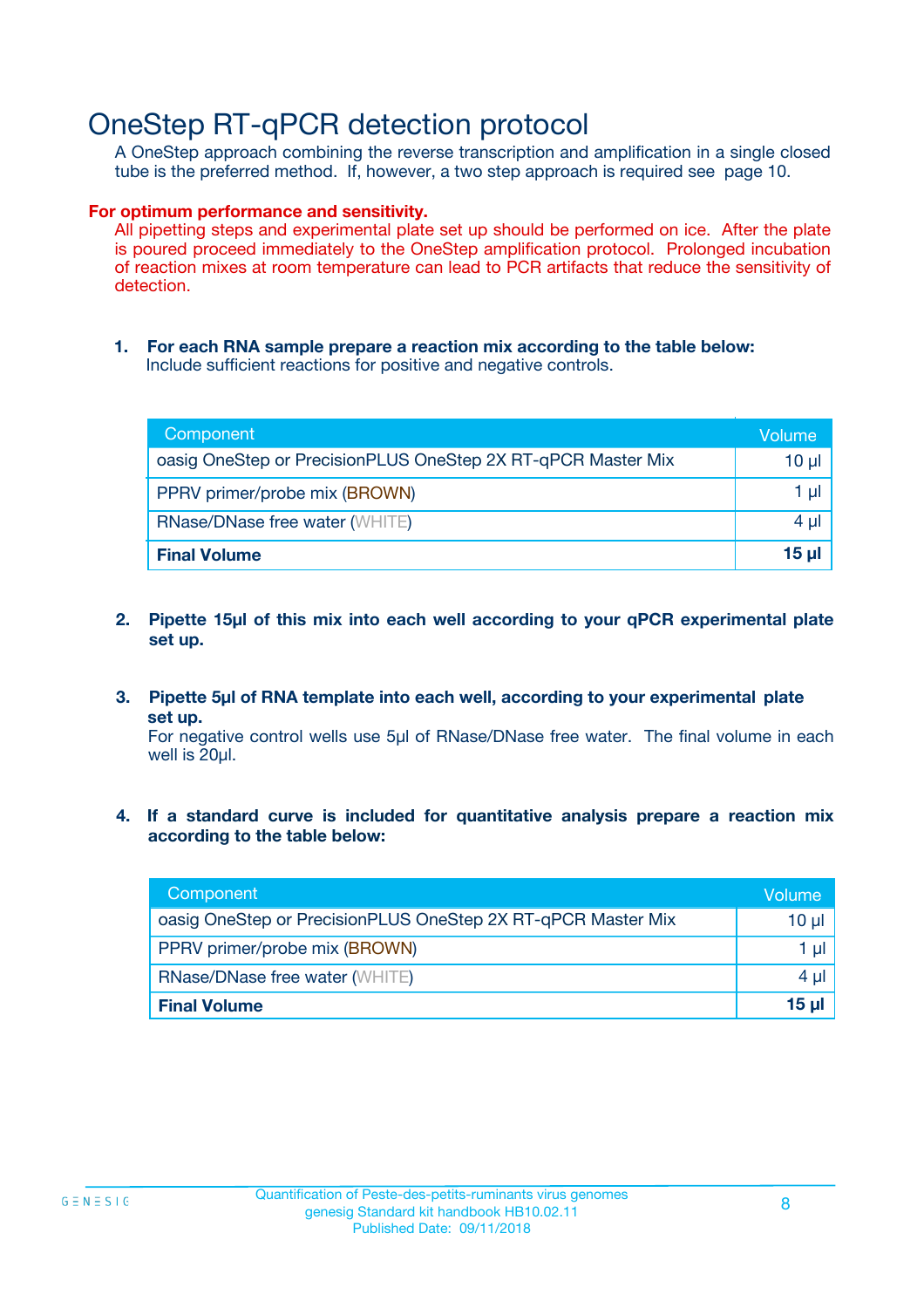# OneStep RT-qPCR detection protocol

A OneStep approach combining the reverse transcription and amplification in a single closed tube is the preferred method. If, however, a two step approach is required see page 10.

**For optimum performance and sensitivity.**

All pipetting steps and experimental plate set up should be performed on ice. After the plate is poured proceed immediately to the OneStep amplification protocol. Prolonged incubation of reaction mixes at room temperature can lead to PCR artifacts that reduce the sensitivity of detection.

1. **For each RNA sample prepare a reaction mix according to the table below:**
   Include sufficient reactions for positive and negative controls.

| Component | Volume |
|---|---|
| oasig OneStep or PrecisionPLUS OneStep 2X RT-qPCR Master Mix | 10 µl |
| PPRV primer/probe mix (BROWN) | 1 µl |
| RNase/DNase free water (WHITE) | 4 µl |
| **Final Volume** | **15 µl** |

2. **Pipette 15µl of this mix into each well according to your qPCR experimental plate set up.**

3. **Pipette 5µl of RNA template into each well, according to your experimental plate set up.**
   For negative control wells use 5µl of RNase/DNase free water. The final volume in each well is 20µl.

4. **If a standard curve is included for quantitative analysis prepare a reaction mix according to the table below:**

| Component | Volume |
|---|---|
| oasig OneStep or PrecisionPLUS OneStep 2X RT-qPCR Master Mix | 10 µl |
| PPRV primer/probe mix (BROWN) | 1 µl |
| RNase/DNase free water (WHITE) | 4 µl |
| **Final Volume** | **15 µl** |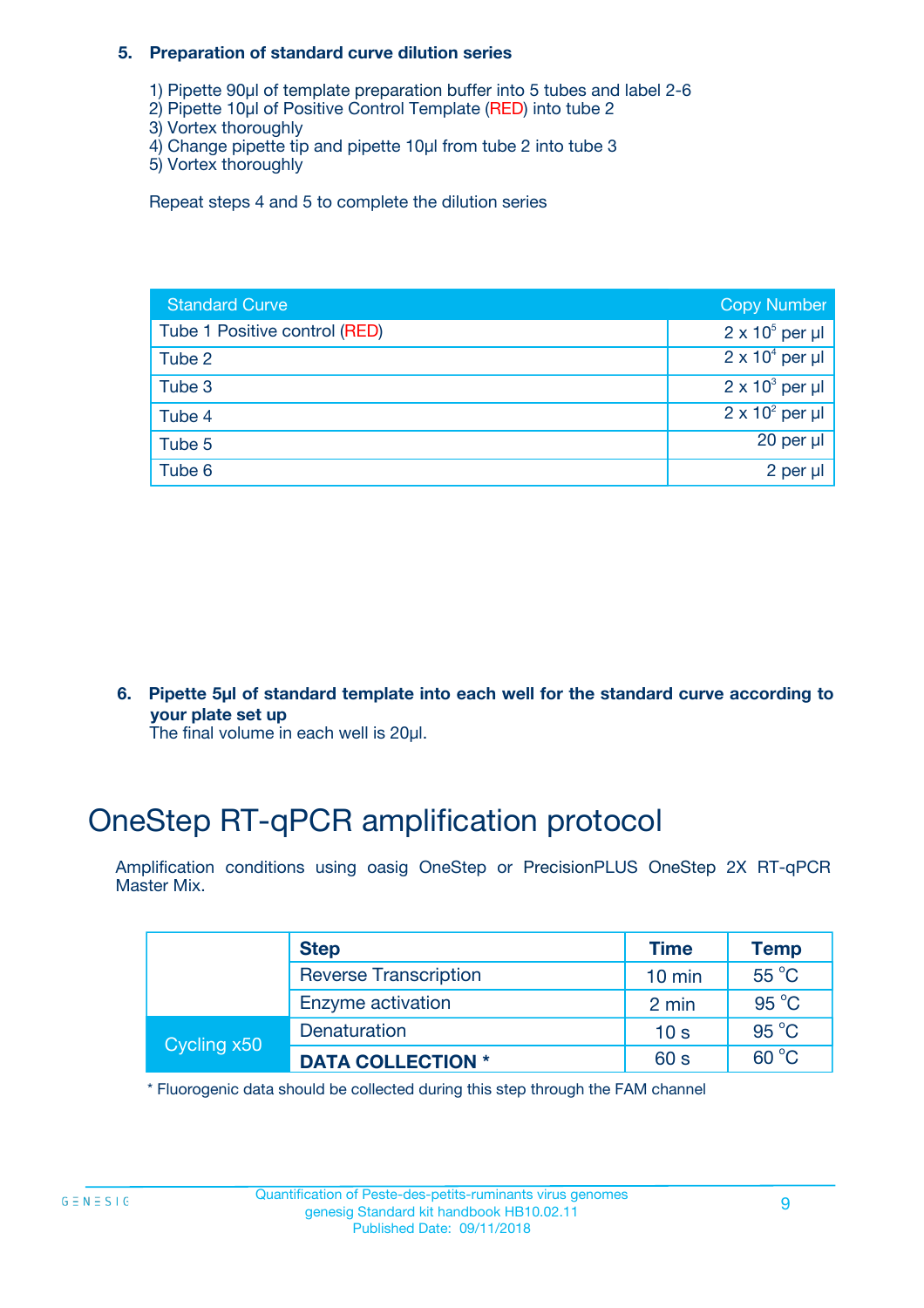### 5. Preparation of standard curve dilution series

1) Pipette 90µl of template preparation buffer into 5 tubes and label 2-6
2) Pipette 10µl of Positive Control Template (RED) into tube 2
3) Vortex thoroughly
4) Change pipette tip and pipette 10µl from tube 2 into tube 3
5) Vortex thoroughly

Repeat steps 4 and 5 to complete the dilution series

| Standard Curve | Copy Number |
|---|---|
| Tube 1 Positive control (RED) | $2 \times 10^5$ per µl |
| Tube 2 | $2 \times 10^4$ per µl |
| Tube 3 | $2 \times 10^3$ per µl |
| Tube 4 | $2 \times 10^2$ per µl |
| Tube 5 | 20 per µl |
| Tube 6 | 2 per µl |

### 6. Pipette 5µl of standard template into each well for the standard curve according to your plate set up

The final volume in each well is 20µl.

# OneStep RT-qPCR amplification protocol

Amplification conditions using oasig OneStep or PrecisionPLUS OneStep 2X RT-qPCR Master Mix.

| | Step | Time | Temp |
|---|---|---|---|
| | Reverse Transcription | 10 min | 55 °C |
| | Enzyme activation | 2 min | 95 °C |
| Cycling x50 | Denaturation | 10 s | 95 °C |
| | **DATA COLLECTION *** | 60 s | 60 °C |

* Fluorogenic data should be collected during this step through the FAM channel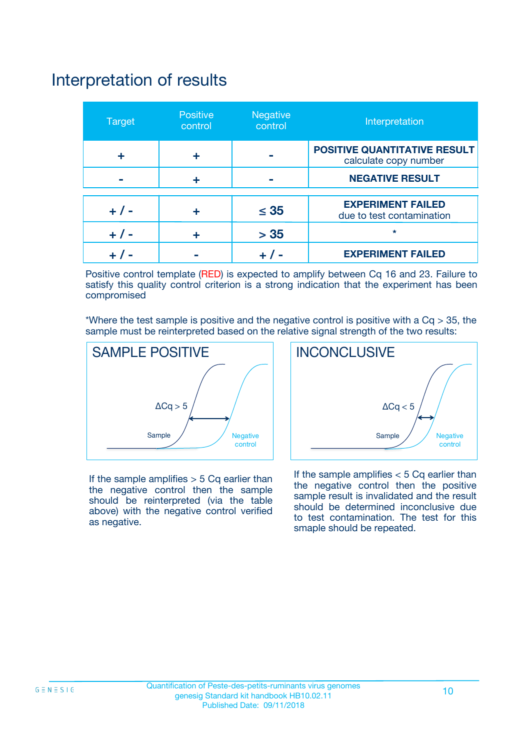# Interpretation of results

| Target | Positive control | Negative control | Interpretation |
|---|---|---|---|
| + | + | - | **POSITIVE QUANTITATIVE RESULT** calculate copy number |
| - | + | - | **NEGATIVE RESULT** |
| + / - | + | ≤ 35 | **EXPERIMENT FAILED** due to test contamination |
| + / - | + | > 35 | * |
| + / - | - | + / - | **EXPERIMENT FAILED** |

Positive control template (RED) is expected to amplify between Cq 16 and 23. Failure to satisfy this quality control criterion is a strong indication that the experiment has been compromised

*Where the test sample is positive and the negative control is positive with a Cq > 35, the sample must be reinterpreted based on the relative signal strength of the two results:

SAMPLE POSITIVE

ΔCq > 5

Sample

Negative control

If the sample amplifies > 5 Cq earlier than the negative control then the sample should be reinterpreted (via the table above) with the negative control verified as negative.

INCONCLUSIVE

ΔCq < 5

Sample

Negative control

If the sample amplifies < 5 Cq earlier than the negative control then the positive sample result is invalidated and the result should be determined inconclusive due to test contamination. The test for this smaple should be repeated.